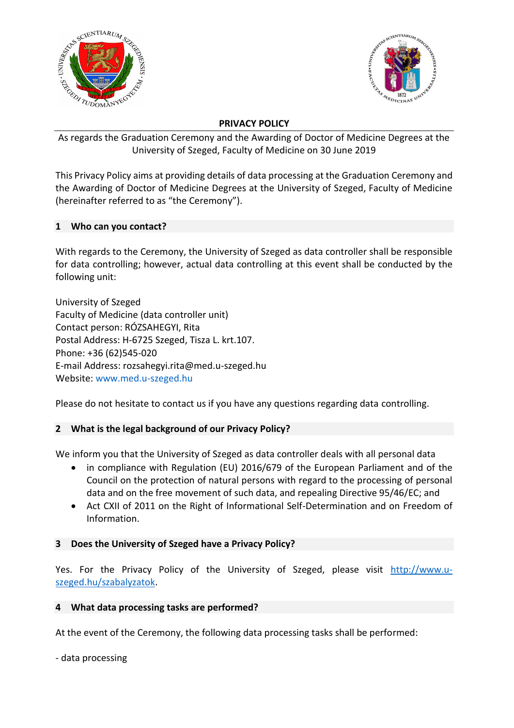# PRIVACY POLICY

As regards the Graduation Ceremony and the Awarding of Doctor of Medicine Degrees at the University of Szeged, Faculty of Medicine on 30 June 2019

This Privacy Policy aims at providing details of data processing at the Graduation Ceremony and the Awarding of Doctor of Medicine Degrees at the University of Szeged, Faculty of Medicine (hereinafter referred to as “the Ceremony”).

## 1 Who can you contact?

With regards to the Ceremony, the University of Szeged as data controller shall be responsible for data controlling; however, actual data controlling at this event shall be conducted by the following unit:

University of Szeged
Faculty of Medicine (data controller unit)
Contact person: RÓZSAHEGYI, Rita
Postal Address: H-6725 Szeged, Tisza L. krt.107.
Phone: +36 (62)545-020
E-mail Address: rozsahegyi.rita@med.u-szeged.hu
Website: www.med.u-szeged.hu

Please do not hesitate to contact us if you have any questions regarding data controlling.

## 2 What is the legal background of our Privacy Policy?

We inform you that the University of Szeged as data controller deals with all personal data

- in compliance with Regulation (EU) 2016/679 of the European Parliament and of the Council on the protection of natural persons with regard to the processing of personal data and on the free movement of such data, and repealing Directive 95/46/EC; and
- Act CXII of 2011 on the Right of Informational Self-Determination and on Freedom of Information.

## 3 Does the University of Szeged have a Privacy Policy?

Yes. For the Privacy Policy of the University of Szeged, please visit http://www.u-szeged.hu/szabalyzatok.

## 4 What data processing tasks are performed?

At the event of the Ceremony, the following data processing tasks shall be performed:

- data processing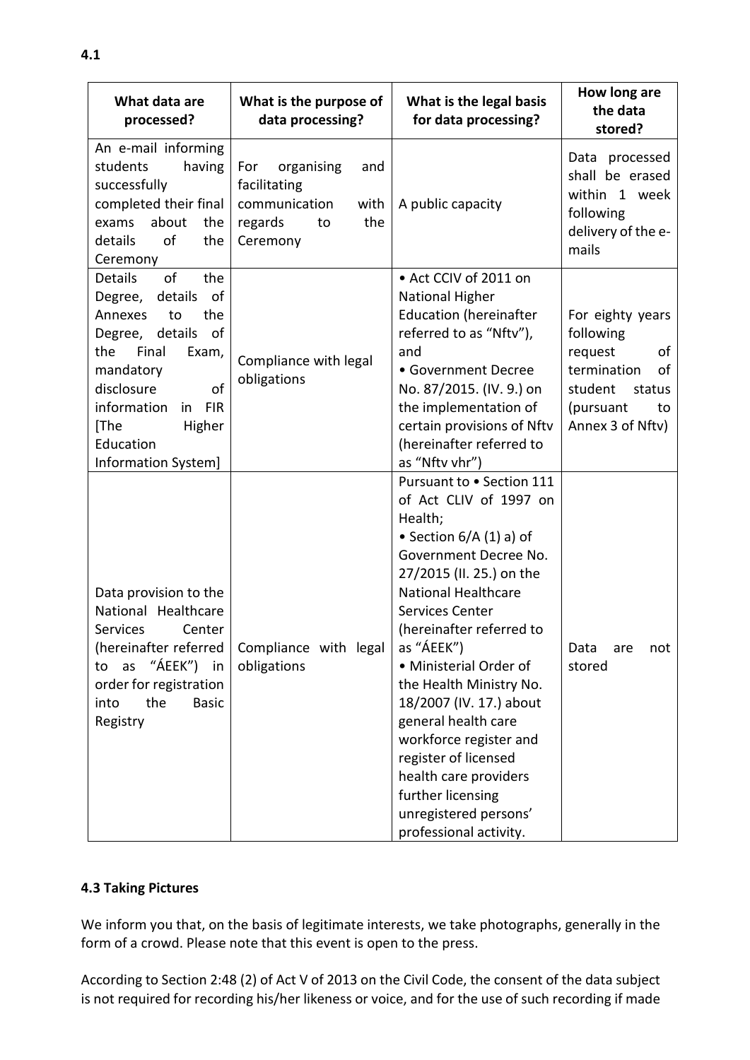**4.1**

| What data are processed? | What is the purpose of data processing? | What is the legal basis for data processing? | How long are the data stored? |
|---|---|---|---|
| An e-mail informing students having successfully completed their final exams about the details of the Ceremony | For organising and facilitating communication with regards to the Ceremony | A public capacity | Data processed shall be erased within 1 week following delivery of the e-mails |
| Details of the Degree, details of Annexes to the Degree, details of the Final Exam, mandatory disclosure of information in FIR [The Higher Education Information System] | Compliance with legal obligations | • Act CCIV of 2011 on National Higher Education (hereinafter referred to as "Nftv"), and<br>• Government Decree No. 87/2015. (IV. 9.) on the implementation of certain provisions of Nftv (hereinafter referred to as "Nftv vhr") | For eighty years following request of termination of student status (pursuant to Annex 3 of Nftv) |
| Data provision to the National Healthcare Services Center (hereinafter referred to as "ÁEEK") in order for registration into the Basic Registry | Compliance with legal obligations | Pursuant to • Section 111 of Act CLIV of 1997 on Health;<br>• Section 6/A (1) a) of Government Decree No. 27/2015 (II. 25.) on the National Healthcare Services Center (hereinafter referred to as "ÁEEK")<br>• Ministerial Order of the Health Ministry No. 18/2007 (IV. 17.) about general health care workforce register and register of licensed health care providers further licensing unregistered persons' professional activity. | Data are not stored |

**4.3 Taking Pictures**

We inform you that, on the basis of legitimate interests, we take photographs, generally in the form of a crowd. Please note that this event is open to the press.

According to Section 2:48 (2) of Act V of 2013 on the Civil Code, the consent of the data subject is not required for recording his/her likeness or voice, and for the use of such recording if made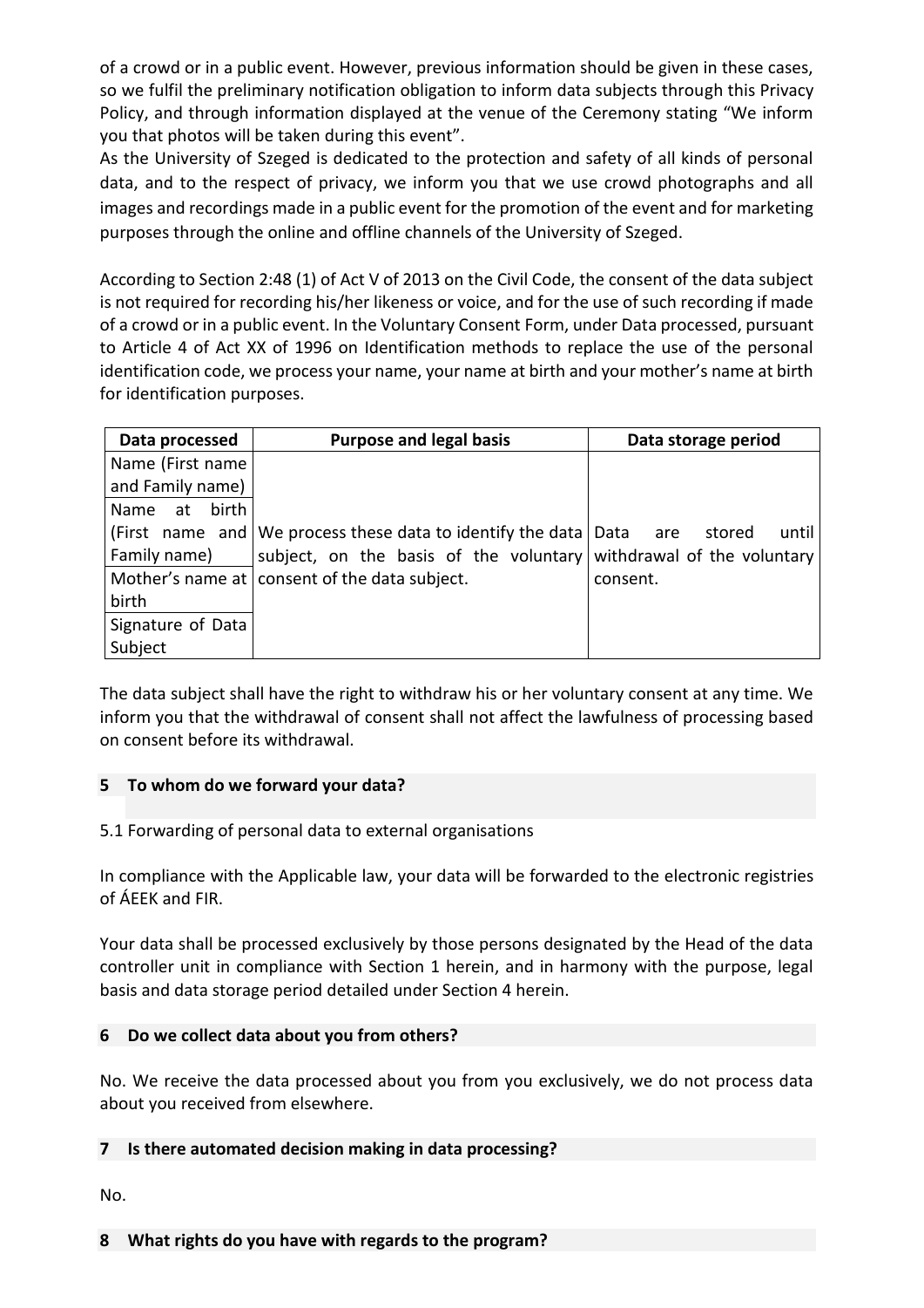of a crowd or in a public event. However, previous information should be given in these cases, so we fulfil the preliminary notification obligation to inform data subjects through this Privacy Policy, and through information displayed at the venue of the Ceremony stating "We inform you that photos will be taken during this event".

As the University of Szeged is dedicated to the protection and safety of all kinds of personal data, and to the respect of privacy, we inform you that we use crowd photographs and all images and recordings made in a public event for the promotion of the event and for marketing purposes through the online and offline channels of the University of Szeged.

According to Section 2:48 (1) of Act V of 2013 on the Civil Code, the consent of the data subject is not required for recording his/her likeness or voice, and for the use of such recording if made of a crowd or in a public event. In the Voluntary Consent Form, under Data processed, pursuant to Article 4 of Act XX of 1996 on Identification methods to replace the use of the personal identification code, we process your name, your name at birth and your mother's name at birth for identification purposes.

| Data processed | Purpose and legal basis | Data storage period |
|---|---|---|
| Name (First name and Family name) | We process these data to identify the data subject, on the basis of the voluntary consent of the data subject. | Data are stored until withdrawal of the voluntary consent. |
| Name at birth (First name and Family name) | | |
| Mother's name at birth | | |
| Signature of Data Subject | | |

The data subject shall have the right to withdraw his or her voluntary consent at any time. We inform you that the withdrawal of consent shall not affect the lawfulness of processing based on consent before its withdrawal.

## 5 To whom do we forward your data?

5.1 Forwarding of personal data to external organisations

In compliance with the Applicable law, your data will be forwarded to the electronic registries of ÁEEK and FIR.

Your data shall be processed exclusively by those persons designated by the Head of the data controller unit in compliance with Section 1 herein, and in harmony with the purpose, legal basis and data storage period detailed under Section 4 herein.

## 6 Do we collect data about you from others?

No. We receive the data processed about you from you exclusively, we do not process data about you received from elsewhere.

## 7 Is there automated decision making in data processing?

No.

## 8 What rights do you have with regards to the program?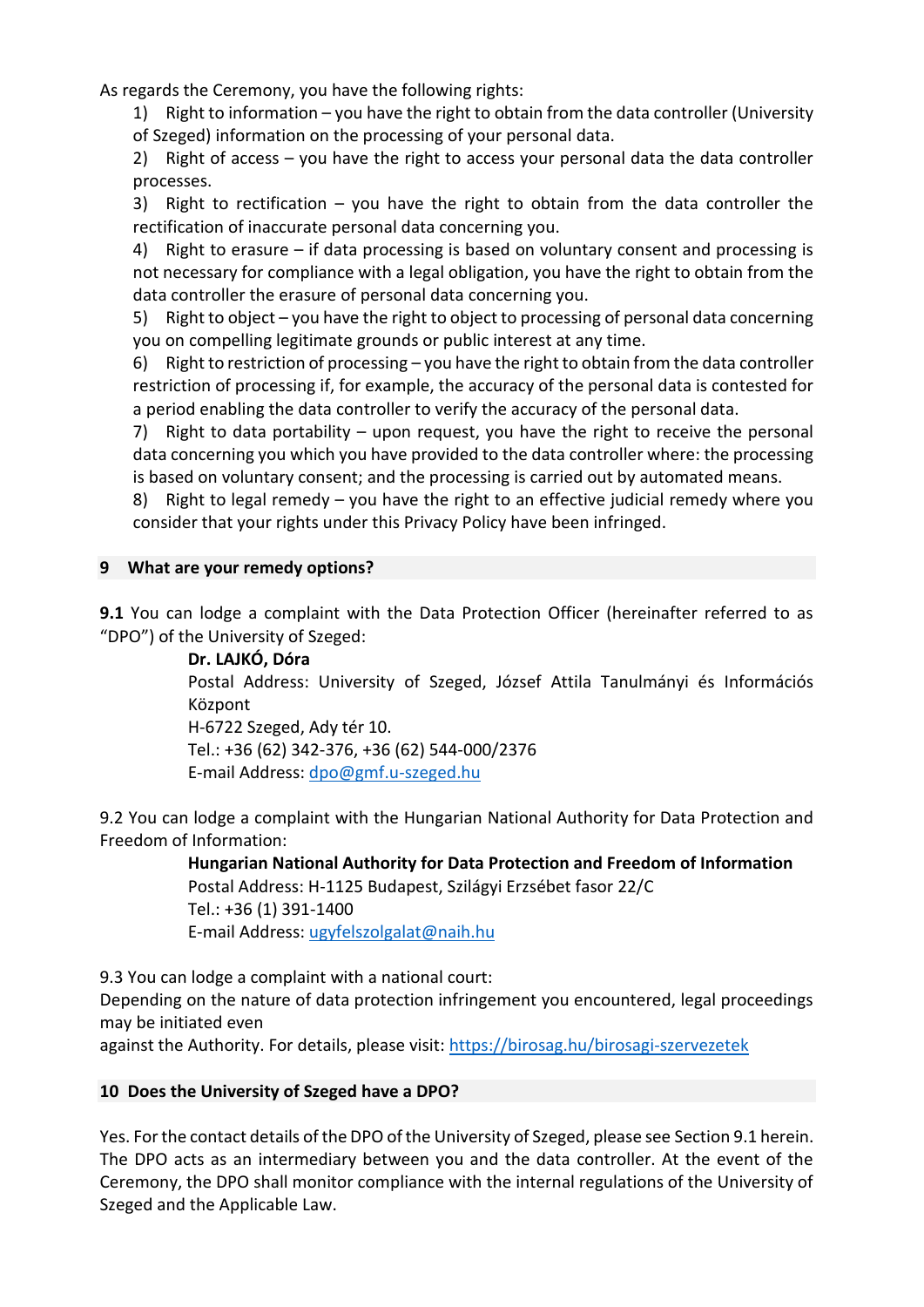As regards the Ceremony, you have the following rights:

1) Right to information – you have the right to obtain from the data controller (University of Szeged) information on the processing of your personal data.
2) Right of access – you have the right to access your personal data the data controller processes.
3) Right to rectification – you have the right to obtain from the data controller the rectification of inaccurate personal data concerning you.
4) Right to erasure – if data processing is based on voluntary consent and processing is not necessary for compliance with a legal obligation, you have the right to obtain from the data controller the erasure of personal data concerning you.
5) Right to object – you have the right to object to processing of personal data concerning you on compelling legitimate grounds or public interest at any time.
6) Right to restriction of processing – you have the right to obtain from the data controller restriction of processing if, for example, the accuracy of the personal data is contested for a period enabling the data controller to verify the accuracy of the personal data.
7) Right to data portability – upon request, you have the right to receive the personal data concerning you which you have provided to the data controller where: the processing is based on voluntary consent; and the processing is carried out by automated means.
8) Right to legal remedy – you have the right to an effective judicial remedy where you consider that your rights under this Privacy Policy have been infringed.

## 9 What are your remedy options?

**9.1** You can lodge a complaint with the Data Protection Officer (hereinafter referred to as "DPO") of the University of Szeged:

> **Dr. LAJKÓ, Dóra**
> Postal Address: University of Szeged, József Attila Tanulmányi és Információs Központ
> H-6722 Szeged, Ady tér 10.
> Tel.: +36 (62) 342-376, +36 (62) 544-000/2376
> E-mail Address: dpo@gmf.u-szeged.hu

9.2 You can lodge a complaint with the Hungarian National Authority for Data Protection and Freedom of Information:

> **Hungarian National Authority for Data Protection and Freedom of Information**
> Postal Address: H-1125 Budapest, Szilágyi Erzsébet fasor 22/C
> Tel.: +36 (1) 391-1400
> E-mail Address: ugyfelszolgalat@naih.hu

9.3 You can lodge a complaint with a national court:
Depending on the nature of data protection infringement you encountered, legal proceedings may be initiated even
against the Authority. For details, please visit: https://birosag.hu/birosagi-szervezetek

## 10 Does the University of Szeged have a DPO?

Yes. For the contact details of the DPO of the University of Szeged, please see Section 9.1 herein. The DPO acts as an intermediary between you and the data controller. At the event of the Ceremony, the DPO shall monitor compliance with the internal regulations of the University of Szeged and the Applicable Law.